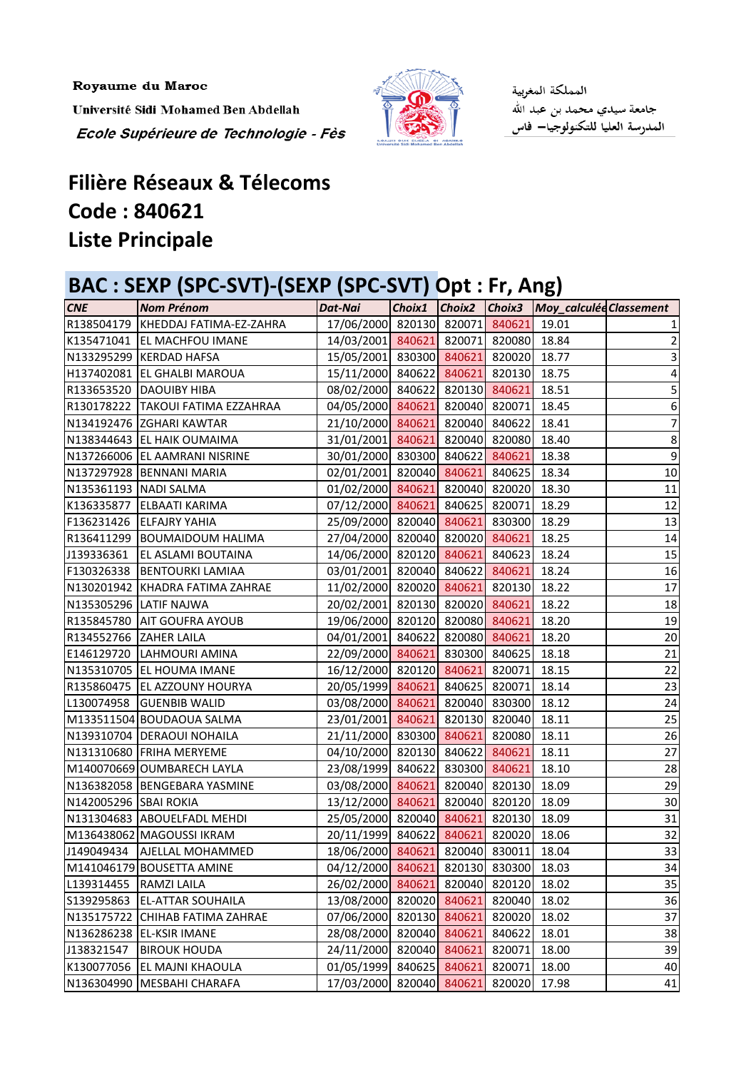Royaume du Maroc

Université Sidi Mohamed Ben Abdellah

*Ecole Supérieure de Technologie - Fès*

المملكة المغربية

جامعة سيدي محمد بن عبد الله

المدرسة العليا للتكنولوجيا– فاس

# Filière Réseaux & Télecoms
# Code : 840621
# Liste Principale

## BAC : SEXP (SPC-SVT)-(SEXP (SPC-SVT) Opt : Fr, Ang)

| CNE | Nom Prénom | Dat-Nai | Choix1 | Choix2 | Choix3 | Moy_calculée | Classement |
|---|---|---|---|---|---|---|---|
| R138504179 | KHEDDAJ FATIMA-EZ-ZAHRA | 17/06/2000 | 820130 | 820071 | 840621 | 19.01 | 1 |
| K135471041 | EL MACHFOU IMANE | 14/03/2001 | 840621 | 820071 | 820080 | 18.84 | 2 |
| N133295299 | KERDAD HAFSA | 15/05/2001 | 830300 | 840621 | 820020 | 18.77 | 3 |
| H137402081 | EL GHALBI MAROUA | 15/11/2000 | 840622 | 840621 | 820130 | 18.75 | 4 |
| R133653520 | DAOUIBY HIBA | 08/02/2000 | 840622 | 820130 | 840621 | 18.51 | 5 |
| R130178222 | TAKOUI FATIMA EZZAHRAA | 04/05/2000 | 840621 | 820040 | 820071 | 18.45 | 6 |
| N134192476 | ZGHARI KAWTAR | 21/10/2000 | 840621 | 820040 | 840622 | 18.41 | 7 |
| R138344643 | EL HAIK OUMAIMA | 31/01/2001 | 840621 | 820040 | 820080 | 18.40 | 8 |
| N137266006 | EL AAMRANI NISRINE | 30/01/2000 | 830300 | 840622 | 840621 | 18.38 | 9 |
| N137297928 | BENNANI MARIA | 02/01/2001 | 820040 | 840621 | 840625 | 18.34 | 10 |
| N135361193 | NADI SALMA | 01/02/2000 | 840621 | 820040 | 820020 | 18.30 | 11 |
| K136335877 | ELBAATI KARIMA | 07/12/2000 | 840621 | 840625 | 820071 | 18.29 | 12 |
| F136231426 | ELFAJRY YAHIA | 25/09/2000 | 820040 | 840621 | 830300 | 18.29 | 13 |
| R136411299 | BOUMAIDOUM HALIMA | 27/04/2000 | 820040 | 820020 | 840621 | 18.25 | 14 |
| J139336361 | EL ASLAMI BOUTAINA | 14/06/2000 | 820120 | 840621 | 840623 | 18.24 | 15 |
| F130326338 | BENTOURKI LAMIAA | 03/01/2001 | 820040 | 840622 | 840621 | 18.24 | 16 |
| N130201942 | KHADRA FATIMA ZAHRAE | 11/02/2000 | 820020 | 840621 | 820130 | 18.22 | 17 |
| N135305296 | LATIF NAJWA | 20/02/2001 | 820130 | 820020 | 840621 | 18.22 | 18 |
| R135845780 | AIT GOUFRA AYOUB | 19/06/2000 | 820120 | 820080 | 840621 | 18.20 | 19 |
| R134552766 | ZAHER LAILA | 04/01/2001 | 840622 | 820080 | 840621 | 18.20 | 20 |
| E146129720 | LAHMOURI AMINA | 22/09/2000 | 840621 | 830300 | 840625 | 18.18 | 21 |
| N135310705 | EL HOUMA IMANE | 16/12/2000 | 820120 | 840621 | 820071 | 18.15 | 22 |
| R135860475 | EL AZZOUNY HOURYA | 20/05/1999 | 840621 | 840625 | 820071 | 18.14 | 23 |
| L130074958 | GUENBIB WALID | 03/08/2000 | 840621 | 820040 | 830300 | 18.12 | 24 |
| M133511504 | BOUDAOUA SALMA | 23/01/2001 | 840621 | 820130 | 820040 | 18.11 | 25 |
| N139310704 | DERAOUI NOHAILA | 21/11/2000 | 830300 | 840621 | 820080 | 18.11 | 26 |
| N131310680 | FRIHA MERYEME | 04/10/2000 | 820130 | 840622 | 840621 | 18.11 | 27 |
| M140070669 | OUMBARECH LAYLA | 23/08/1999 | 840622 | 830300 | 840621 | 18.10 | 28 |
| N136382058 | BENGEBARA YASMINE | 03/08/2000 | 840621 | 820040 | 820130 | 18.09 | 29 |
| N142005296 | SBAI ROKIA | 13/12/2000 | 840621 | 820040 | 820120 | 18.09 | 30 |
| N131304683 | ABOUELFADL MEHDI | 25/05/2000 | 820040 | 840621 | 820130 | 18.09 | 31 |
| M136438062 | MAGOUSSI IKRAM | 20/11/1999 | 840622 | 840621 | 820020 | 18.06 | 32 |
| J149049434 | AJELLAL MOHAMMED | 18/06/2000 | 840621 | 820040 | 830011 | 18.04 | 33 |
| M141046179 | BOUSETTA AMINE | 04/12/2000 | 840621 | 820130 | 830300 | 18.03 | 34 |
| L139314455 | RAMZI LAILA | 26/02/2000 | 840621 | 820040 | 820120 | 18.02 | 35 |
| S139295863 | EL-ATTAR SOUHAILA | 13/08/2000 | 820020 | 840621 | 820040 | 18.02 | 36 |
| N135175722 | CHIHAB FATIMA ZAHRAE | 07/06/2000 | 820130 | 840621 | 820020 | 18.02 | 37 |
| N136286238 | EL-KSIR IMANE | 28/08/2000 | 820040 | 840621 | 840622 | 18.01 | 38 |
| J138321547 | BIROUK HOUDA | 24/11/2000 | 820040 | 840621 | 820071 | 18.00 | 39 |
| K130077056 | EL MAJNI KHAOULA | 01/05/1999 | 840625 | 840621 | 820071 | 18.00 | 40 |
| N136304990 | MESBAHI CHARAFA | 17/03/2000 | 820040 | 840621 | 820020 | 17.98 | 41 |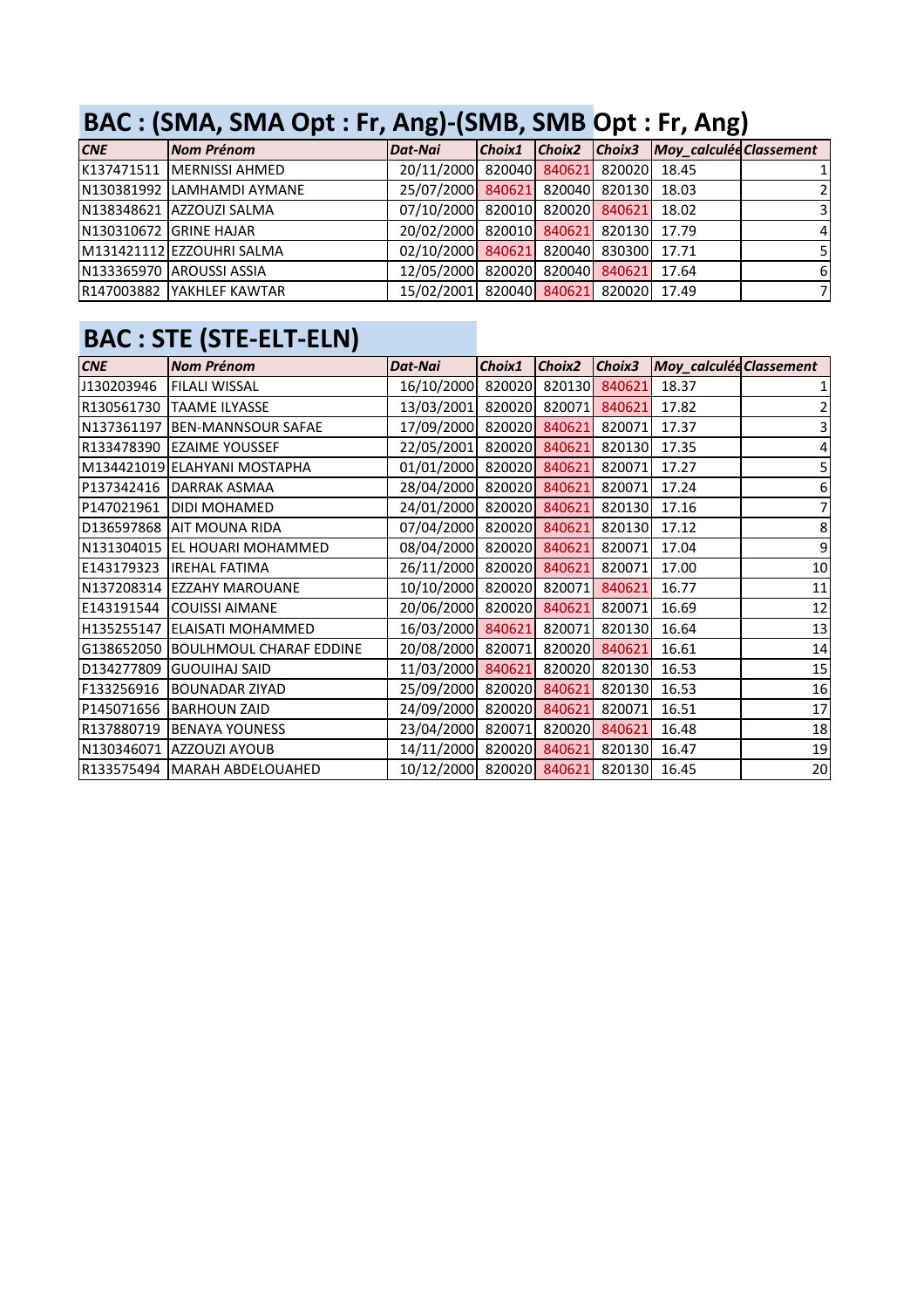## BAC : (SMA, SMA Opt : Fr, Ang)-(SMB, SMB Opt : Fr, Ang)

| CNE | Nom Prénom | Dat-Nai | Choix1 | Choix2 | Choix3 | Moy_calculée | Classement |
|---|---|---|---|---|---|---|---|
| K137471511 | MERNISSI AHMED | 20/11/2000 | 820040 | 840621 | 820020 | 18.45 | 1 |
| N130381992 | LAMHAMDI AYMANE | 25/07/2000 | 840621 | 820040 | 820130 | 18.03 | 2 |
| N138348621 | AZZOUZI SALMA | 07/10/2000 | 820010 | 820020 | 840621 | 18.02 | 3 |
| N130310672 | GRINE HAJAR | 20/02/2000 | 820010 | 840621 | 820130 | 17.79 | 4 |
| M131421112 | EZZOUHRI SALMA | 02/10/2000 | 840621 | 820040 | 830300 | 17.71 | 5 |
| N133365970 | AROUSSI ASSIA | 12/05/2000 | 820020 | 820040 | 840621 | 17.64 | 6 |
| R147003882 | YAKHLEF KAWTAR | 15/02/2001 | 820040 | 840621 | 820020 | 17.49 | 7 |

## BAC : STE (STE-ELT-ELN)

| CNE | Nom Prénom | Dat-Nai | Choix1 | Choix2 | Choix3 | Moy_calculée | Classement |
|---|---|---|---|---|---|---|---|
| J130203946 | FILALI WISSAL | 16/10/2000 | 820020 | 820130 | 840621 | 18.37 | 1 |
| R130561730 | TAAME ILYASSE | 13/03/2001 | 820020 | 820071 | 840621 | 17.82 | 2 |
| N137361197 | BEN-MANNSOUR SAFAE | 17/09/2000 | 820020 | 840621 | 820071 | 17.37 | 3 |
| R133478390 | EZAIME YOUSSEF | 22/05/2001 | 820020 | 840621 | 820130 | 17.35 | 4 |
| M134421019 | ELAHYANI MOSTAPHA | 01/01/2000 | 820020 | 840621 | 820071 | 17.27 | 5 |
| P137342416 | DARRAK ASMAA | 28/04/2000 | 820020 | 840621 | 820071 | 17.24 | 6 |
| P147021961 | DIDI MOHAMED | 24/01/2000 | 820020 | 840621 | 820130 | 17.16 | 7 |
| D136597868 | AIT MOUNA RIDA | 07/04/2000 | 820020 | 840621 | 820130 | 17.12 | 8 |
| N131304015 | EL HOUARI MOHAMMED | 08/04/2000 | 820020 | 840621 | 820071 | 17.04 | 9 |
| E143179323 | IREHAL FATIMA | 26/11/2000 | 820020 | 840621 | 820071 | 17.00 | 10 |
| N137208314 | EZZAHY MAROUANE | 10/10/2000 | 820020 | 820071 | 840621 | 16.77 | 11 |
| E143191544 | COUISSI AIMANE | 20/06/2000 | 820020 | 840621 | 820071 | 16.69 | 12 |
| H135255147 | ELAISATI MOHAMMED | 16/03/2000 | 840621 | 820071 | 820130 | 16.64 | 13 |
| G138652050 | BOULHMOUL CHARAF EDDINE | 20/08/2000 | 820071 | 820020 | 840621 | 16.61 | 14 |
| D134277809 | GUOUIHAJ SAID | 11/03/2000 | 840621 | 820020 | 820130 | 16.53 | 15 |
| F133256916 | BOUNADAR ZIYAD | 25/09/2000 | 820020 | 840621 | 820130 | 16.53 | 16 |
| P145071656 | BARHOUN ZAID | 24/09/2000 | 820020 | 840621 | 820071 | 16.51 | 17 |
| R137880719 | BENAYA YOUNESS | 23/04/2000 | 820071 | 820020 | 840621 | 16.48 | 18 |
| N130346071 | AZZOUZI AYOUB | 14/11/2000 | 820020 | 840621 | 820130 | 16.47 | 19 |
| R133575494 | MARAH ABDELOUAHED | 10/12/2000 | 820020 | 840621 | 820130 | 16.45 | 20 |